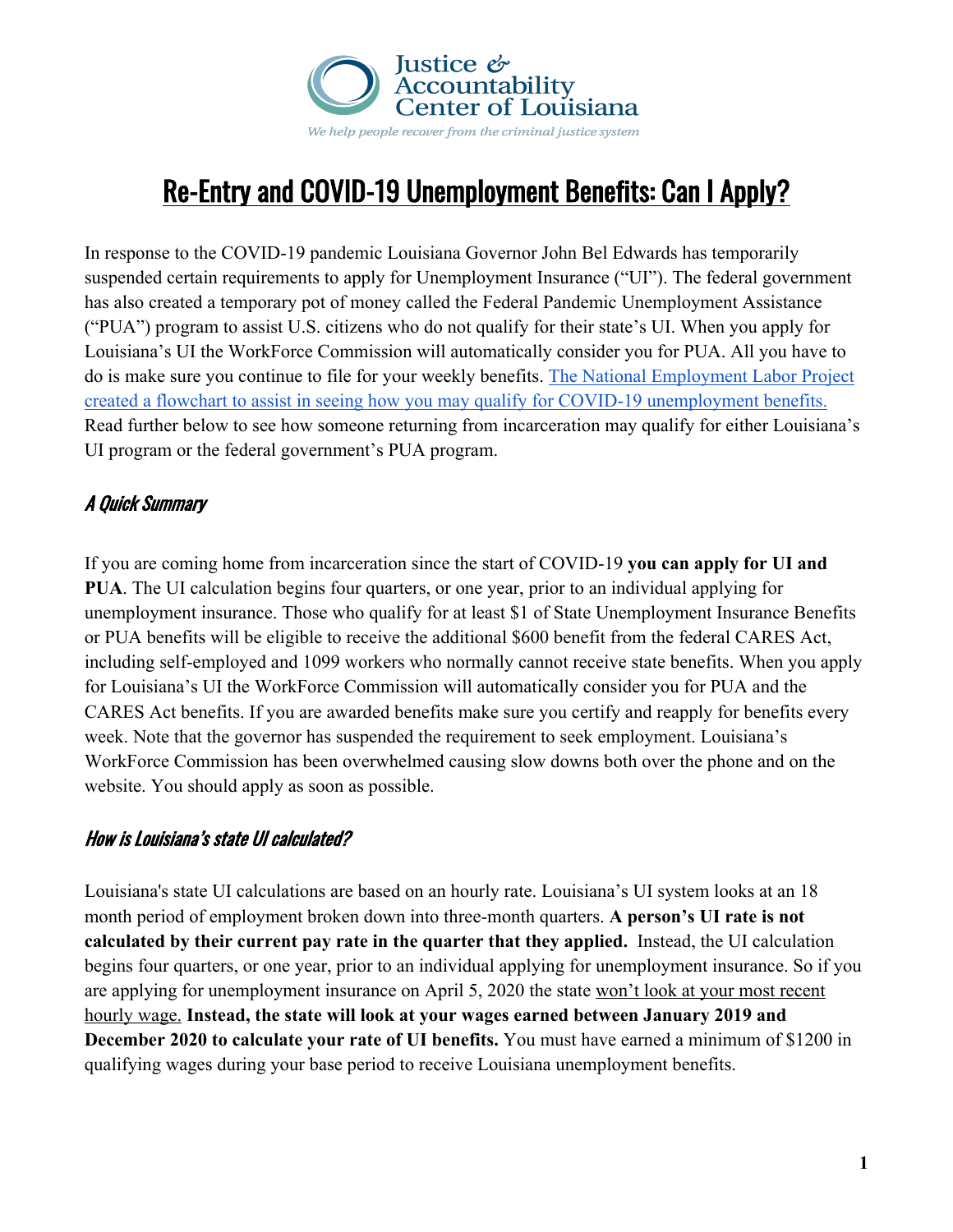Justice & Accountability Center of Louisiana

*We help people recover from the criminal justice system*

# Re-Entry and COVID-19 Unemployment Benefits: Can I Apply?

In response to the COVID-19 pandemic Louisiana Governor John Bel Edwards has temporarily suspended certain requirements to apply for Unemployment Insurance ("UI"). The federal government has also created a temporary pot of money called the Federal Pandemic Unemployment Assistance ("PUA") program to assist U.S. citizens who do not qualify for their state's UI. When you apply for Louisiana's UI the WorkForce Commission will automatically consider you for PUA. All you have to do is make sure you continue to file for your weekly benefits. [The National Employment Labor Project created a flowchart to assist in seeing how you may qualify for COVID-19 unemployment benefits.]() Read further below to see how someone returning from incarceration may qualify for either Louisiana's UI program or the federal government's PUA program.

### *A Quick Summary*

If you are coming home from incarceration since the start of COVID-19 **you can apply for UI and PUA**. The UI calculation begins four quarters, or one year, prior to an individual applying for unemployment insurance. Those who qualify for at least $1 of State Unemployment Insurance Benefits or PUA benefits will be eligible to receive the additional $600 benefit from the federal CARES Act, including self-employed and 1099 workers who normally cannot receive state benefits. When you apply for Louisiana's UI the WorkForce Commission will automatically consider you for PUA and the CARES Act benefits. If you are awarded benefits make sure you certify and reapply for benefits every week. Note that the governor has suspended the requirement to seek employment. Louisiana's WorkForce Commission has been overwhelmed causing slow downs both over the phone and on the website. You should apply as soon as possible.

### *How is Louisiana's state UI calculated?*

Louisiana's state UI calculations are based on an hourly rate. Louisiana's UI system looks at an 18 month period of employment broken down into three-month quarters. **A person's UI rate is not calculated by their current pay rate in the quarter that they applied.** Instead, the UI calculation begins four quarters, or one year, prior to an individual applying for unemployment insurance. So if you are applying for unemployment insurance on April 5, 2020 the state won't look at your most recent hourly wage. **Instead, the state will look at your wages earned between January 2019 and December 2020 to calculate your rate of UI benefits.** You must have earned a minimum of $1200 in qualifying wages during your base period to receive Louisiana unemployment benefits.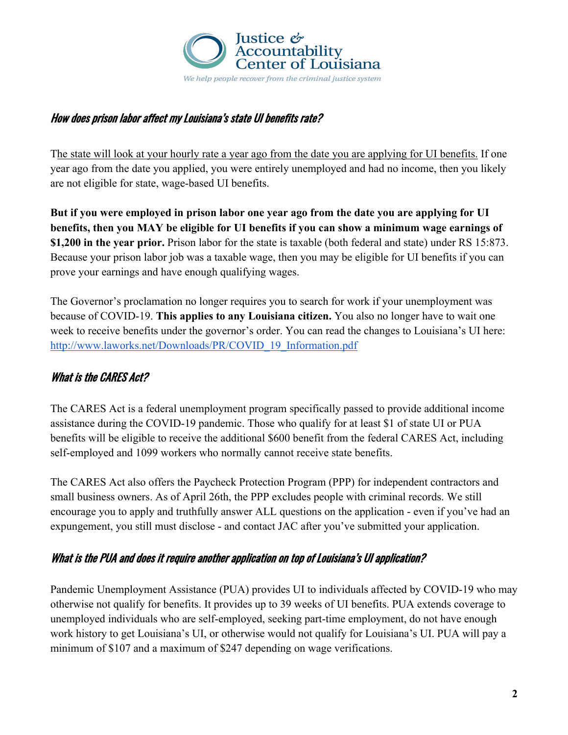### *How does prison labor affect my Louisiana's state UI benefits rate?*

The state will look at your hourly rate a year ago from the date you are applying for UI benefits. If one year ago from the date you applied, you were entirely unemployed and had no income, then you likely are not eligible for state, wage-based UI benefits.

**But if you were employed in prison labor one year ago from the date you are applying for UI benefits, then you MAY be eligible for UI benefits if you can show a minimum wage earnings of $1,200 in the year prior.** Prison labor for the state is taxable (both federal and state) under RS 15:873. Because your prison labor job was a taxable wage, then you may be eligible for UI benefits if you can prove your earnings and have enough qualifying wages.

The Governor's proclamation no longer requires you to search for work if your unemployment was because of COVID-19. **This applies to any Louisiana citizen.** You also no longer have to wait one week to receive benefits under the governor's order. You can read the changes to Louisiana's UI here: http://www.laworks.net/Downloads/PR/COVID_19_Information.pdf

### *What is the CARES Act?*

The CARES Act is a federal unemployment program specifically passed to provide additional income assistance during the COVID-19 pandemic. Those who qualify for at least $1 of state UI or PUA benefits will be eligible to receive the additional $600 benefit from the federal CARES Act, including self-employed and 1099 workers who normally cannot receive state benefits.

The CARES Act also offers the Paycheck Protection Program (PPP) for independent contractors and small business owners. As of April 26th, the PPP excludes people with criminal records. We still encourage you to apply and truthfully answer ALL questions on the application - even if you've had an expungement, you still must disclose - and contact JAC after you've submitted your application.

### *What is the PUA and does it require another application on top of Louisiana's UI application?*

Pandemic Unemployment Assistance (PUA) provides UI to individuals affected by COVID-19 who may otherwise not qualify for benefits. It provides up to 39 weeks of UI benefits. PUA extends coverage to unemployed individuals who are self-employed, seeking part-time employment, do not have enough work history to get Louisiana's UI, or otherwise would not qualify for Louisiana's UI. PUA will pay a minimum of $107 and a maximum of $247 depending on wage verifications.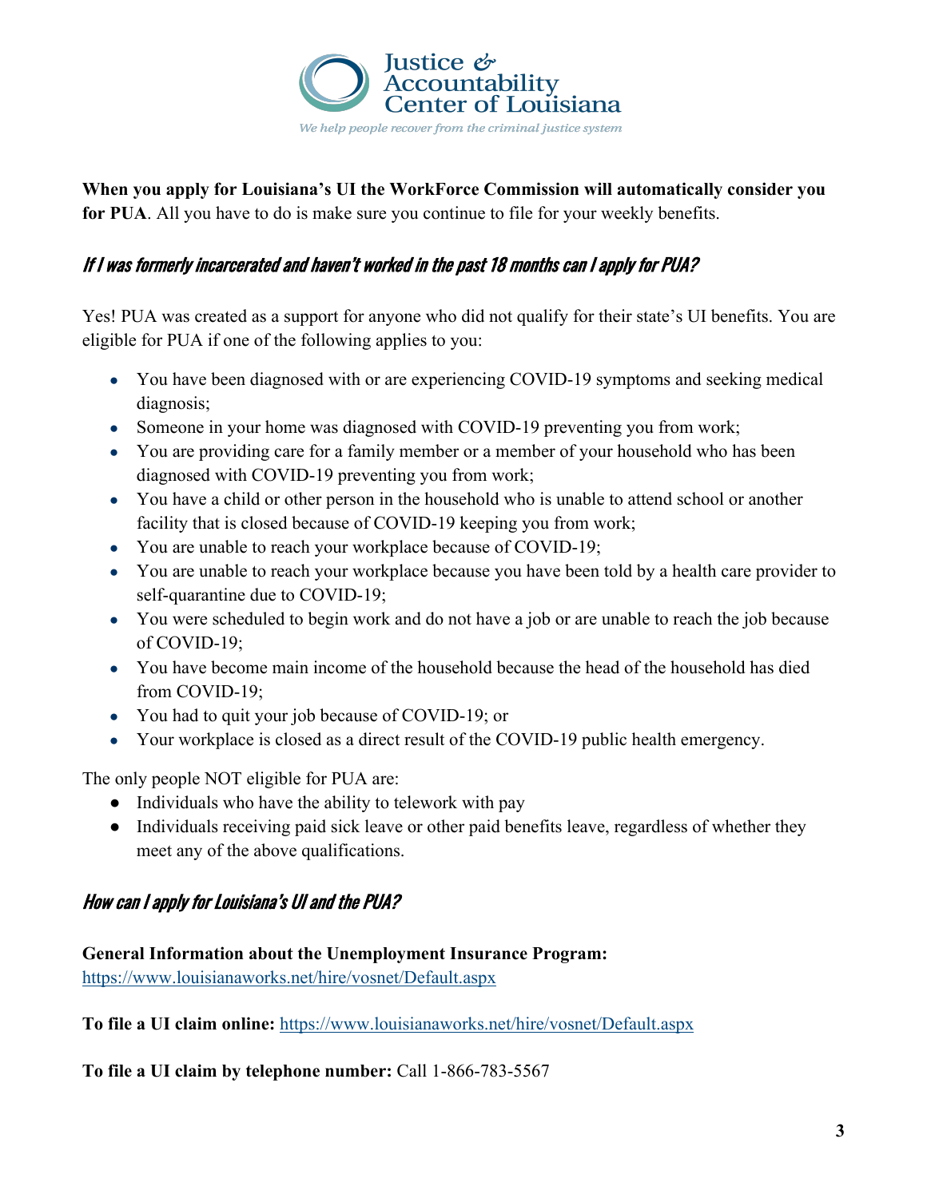**When you apply for Louisiana's UI the WorkForce Commission will automatically consider you for PUA**. All you have to do is make sure you continue to file for your weekly benefits.

### *If I was formerly incarcerated and haven't worked in the past 18 months can I apply for PUA?*

Yes! PUA was created as a support for anyone who did not qualify for their state's UI benefits. You are eligible for PUA if one of the following applies to you:

- You have been diagnosed with or are experiencing COVID-19 symptoms and seeking medical diagnosis;
- Someone in your home was diagnosed with COVID-19 preventing you from work;
- You are providing care for a family member or a member of your household who has been diagnosed with COVID-19 preventing you from work;
- You have a child or other person in the household who is unable to attend school or another facility that is closed because of COVID-19 keeping you from work;
- You are unable to reach your workplace because of COVID-19;
- You are unable to reach your workplace because you have been told by a health care provider to self-quarantine due to COVID-19;
- You were scheduled to begin work and do not have a job or are unable to reach the job because of COVID-19;
- You have become main income of the household because the head of the household has died from COVID-19;
- You had to quit your job because of COVID-19; or
- Your workplace is closed as a direct result of the COVID-19 public health emergency.

The only people NOT eligible for PUA are:

- Individuals who have the ability to telework with pay
- Individuals receiving paid sick leave or other paid benefits leave, regardless of whether they meet any of the above qualifications.

### *How can I apply for Louisiana's UI and the PUA?*

**General Information about the Unemployment Insurance Program:**
https://www.louisianaworks.net/hire/vosnet/Default.aspx

**To file a UI claim online:** https://www.louisianaworks.net/hire/vosnet/Default.aspx

**To file a UI claim by telephone number:** Call 1-866-783-5567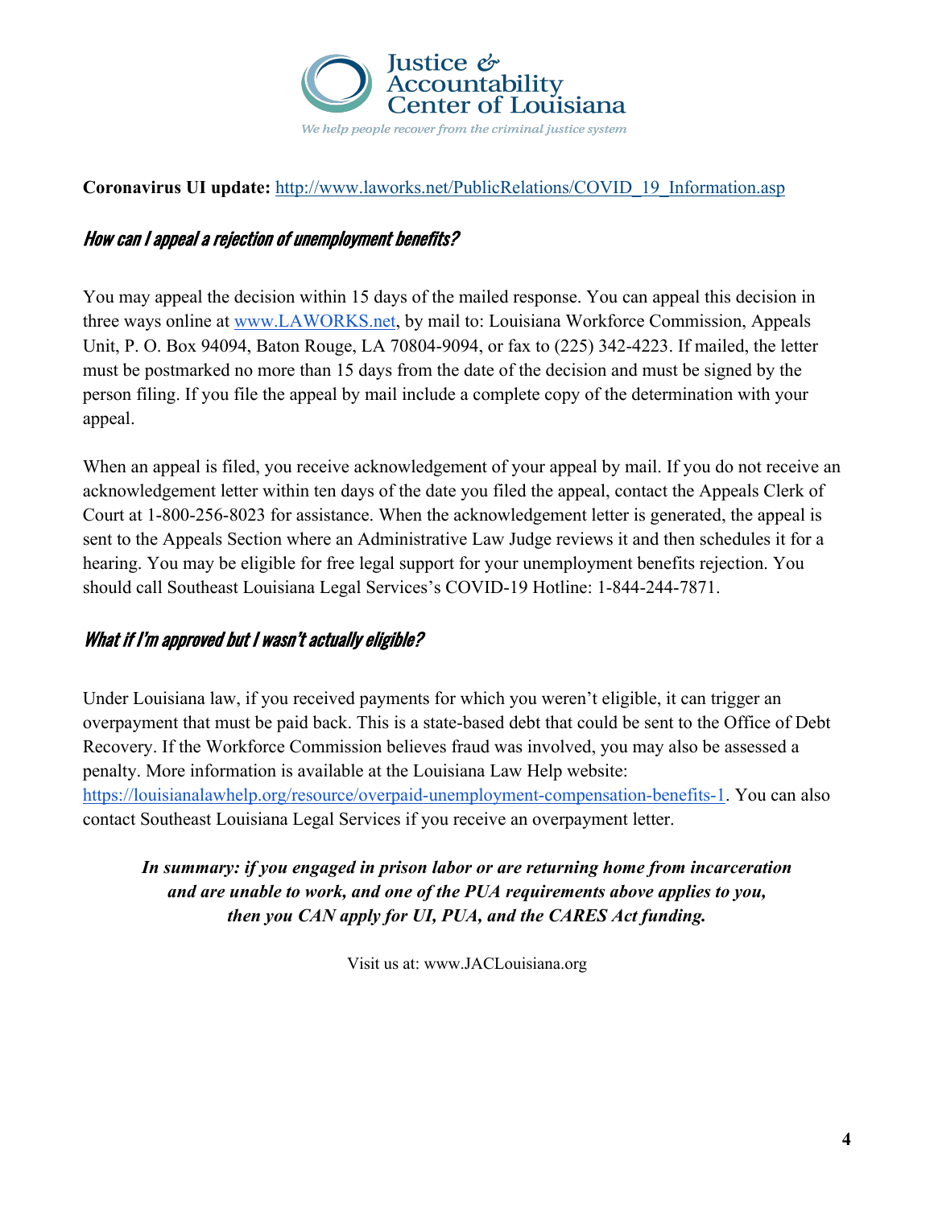Justice & Accountability Center of Louisiana

*We help people recover from the criminal justice system*

**Coronavirus UI update:** [http://www.laworks.net/PublicRelations/COVID_19_Information.asp](http://www.laworks.net/PublicRelations/COVID_19_Information.asp)

### *How can I appeal a rejection of unemployment benefits?*

You may appeal the decision within 15 days of the mailed response. You can appeal this decision in three ways online at [www.LAWORKS.net](http://www.LAWORKS.net), by mail to: Louisiana Workforce Commission, Appeals Unit, P. O. Box 94094, Baton Rouge, LA 70804-9094, or fax to (225) 342-4223. If mailed, the letter must be postmarked no more than 15 days from the date of the decision and must be signed by the person filing. If you file the appeal by mail include a complete copy of the determination with your appeal.

When an appeal is filed, you receive acknowledgement of your appeal by mail. If you do not receive an acknowledgement letter within ten days of the date you filed the appeal, contact the Appeals Clerk of Court at 1-800-256-8023 for assistance. When the acknowledgement letter is generated, the appeal is sent to the Appeals Section where an Administrative Law Judge reviews it and then schedules it for a hearing. You may be eligible for free legal support for your unemployment benefits rejection. You should call Southeast Louisiana Legal Services's COVID-19 Hotline: 1-844-244-7871.

### *What if I'm approved but I wasn't actually eligible?*

Under Louisiana law, if you received payments for which you weren't eligible, it can trigger an overpayment that must be paid back. This is a state-based debt that could be sent to the Office of Debt Recovery. If the Workforce Commission believes fraud was involved, you may also be assessed a penalty. More information is available at the Louisiana Law Help website: [https://louisianalawhelp.org/resource/overpaid-unemployment-compensation-benefits-1](https://louisianalawhelp.org/resource/overpaid-unemployment-compensation-benefits-1). You can also contact Southeast Louisiana Legal Services if you receive an overpayment letter.

***In summary: if you engaged in prison labor or are returning home from incarceration and are unable to work, and one of the PUA requirements above applies to you, then you CAN apply for UI, PUA, and the CARES Act funding.***

Visit us at: www.JACLouisiana.org